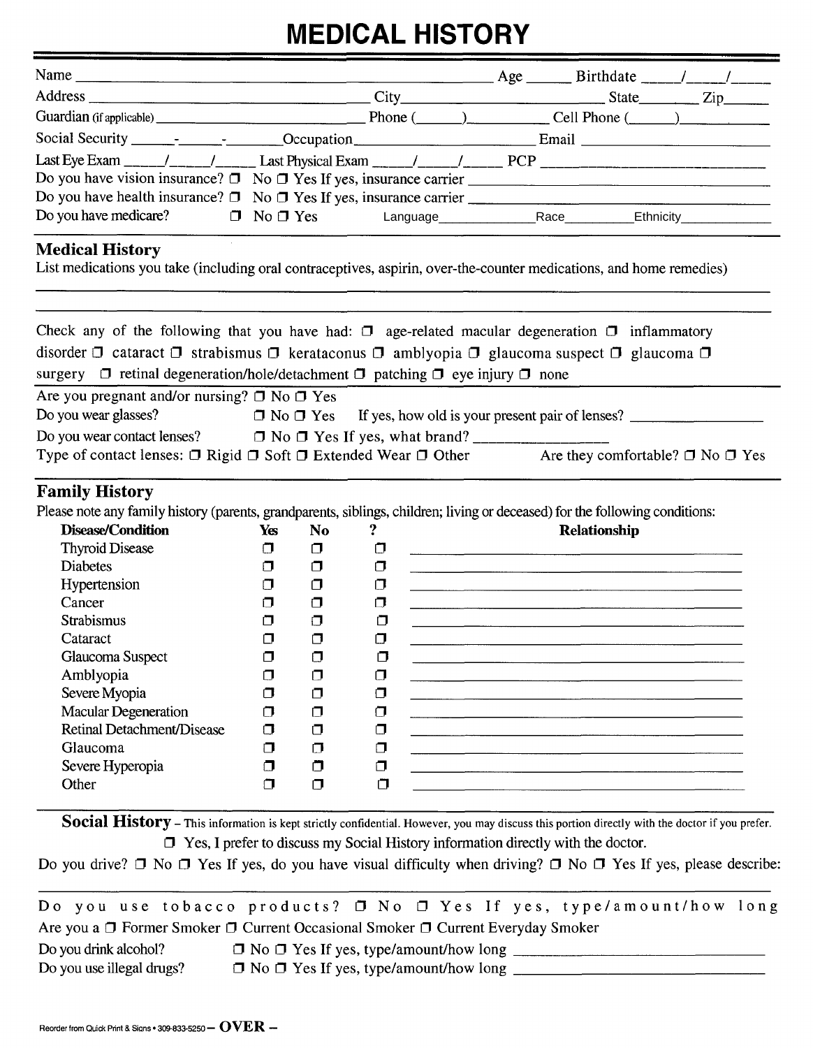# MEDICAL HISTORY

Name ______________________________ Age ______ Birthdate _____/_____/_____

Address ______________________________ City ______________________________ State ________ Zip ______

Guardian (if applicable) ______________________________ Phone (______)__________ Cell Phone (______)__________

Social Security ______-______-______ Occupation ______________________________ Email ______________________________

Last Eye Exam _____/_____/_____ Last Physical Exam _____/_____/_____ PCP ______________________________

Do you have vision insurance? ☐ No ☐ Yes If yes, insurance carrier ______________________________

Do you have health insurance? ☐ No ☐ Yes If yes, insurance carrier ______________________________

Do you have medicare? ☐ No ☐ Yes Language______________ Race__________ Ethnicity______________

## Medical History

List medications you take (including oral contraceptives, aspirin, over-the-counter medications, and home remedies)

______________________________________________________________________

______________________________________________________________________

Check any of the following that you have had: ☐ age-related macular degeneration ☐ inflammatory disorder ☐ cataract ☐ strabismus ☐ kerataconus ☐ amblyopia ☐ glaucoma suspect ☐ glaucoma ☐ surgery ☐ retinal degeneration/hole/detachment ☐ patching ☐ eye injury ☐ none

Are you pregnant and/or nursing? ☐ No ☐ Yes

Do you wear glasses? ☐ No ☐ Yes If yes, how old is your present pair of lenses? ________________

Do you wear contact lenses? ☐ No ☐ Yes If yes, what brand? ________________

Type of contact lenses: ☐ Rigid ☐ Soft ☐ Extended Wear ☐ Other Are they comfortable? ☐ No ☐ Yes

## Family History

Please note any family history (parents, grandparents, siblings, children; living or deceased) for the following conditions:

| Disease/Condition | Yes | No | ? | Relationship |
|---|---|---|---|---|
| Thyroid Disease | ☐ | ☐ | ☐ | |
| Diabetes | ☐ | ☐ | ☐ | |
| Hypertension | ☐ | ☐ | ☐ | |
| Cancer | ☐ | ☐ | ☐ | |
| Strabismus | ☐ | ☐ | ☐ | |
| Cataract | ☐ | ☐ | ☐ | |
| Glaucoma Suspect | ☐ | ☐ | ☐ | |
| Amblyopia | ☐ | ☐ | ☐ | |
| Severe Myopia | ☐ | ☐ | ☐ | |
| Macular Degeneration | ☐ | ☐ | ☐ | |
| Retinal Detachment/Disease | ☐ | ☐ | ☐ | |
| Glaucoma | ☐ | ☐ | ☐ | |
| Severe Hyperopia | ☐ | ☐ | ☐ | |
| Other | ☐ | ☐ | ☐ | |

## Social History

– This information is kept strictly confidential. However, you may discuss this portion directly with the doctor if you prefer.

☐ Yes, I prefer to discuss my Social History information directly with the doctor.

Do you drive? ☐ No ☐ Yes If yes, do you have visual difficulty when driving? ☐ No ☐ Yes If yes, please describe:

______________________________________________________________________

Do you use tobacco products? ☐ No ☐ Yes If yes, type/amount/how long

Are you a ☐ Former Smoker ☐ Current Occasional Smoker ☐ Current Everyday Smoker

Do you drink alcohol? ☐ No ☐ Yes If yes, type/amount/how long ______________________________

Do you use illegal drugs? ☐ No ☐ Yes If yes, type/amount/how long ______________________________

Reorder from Quick Print & Signs • 309-833-5250 – **OVER** –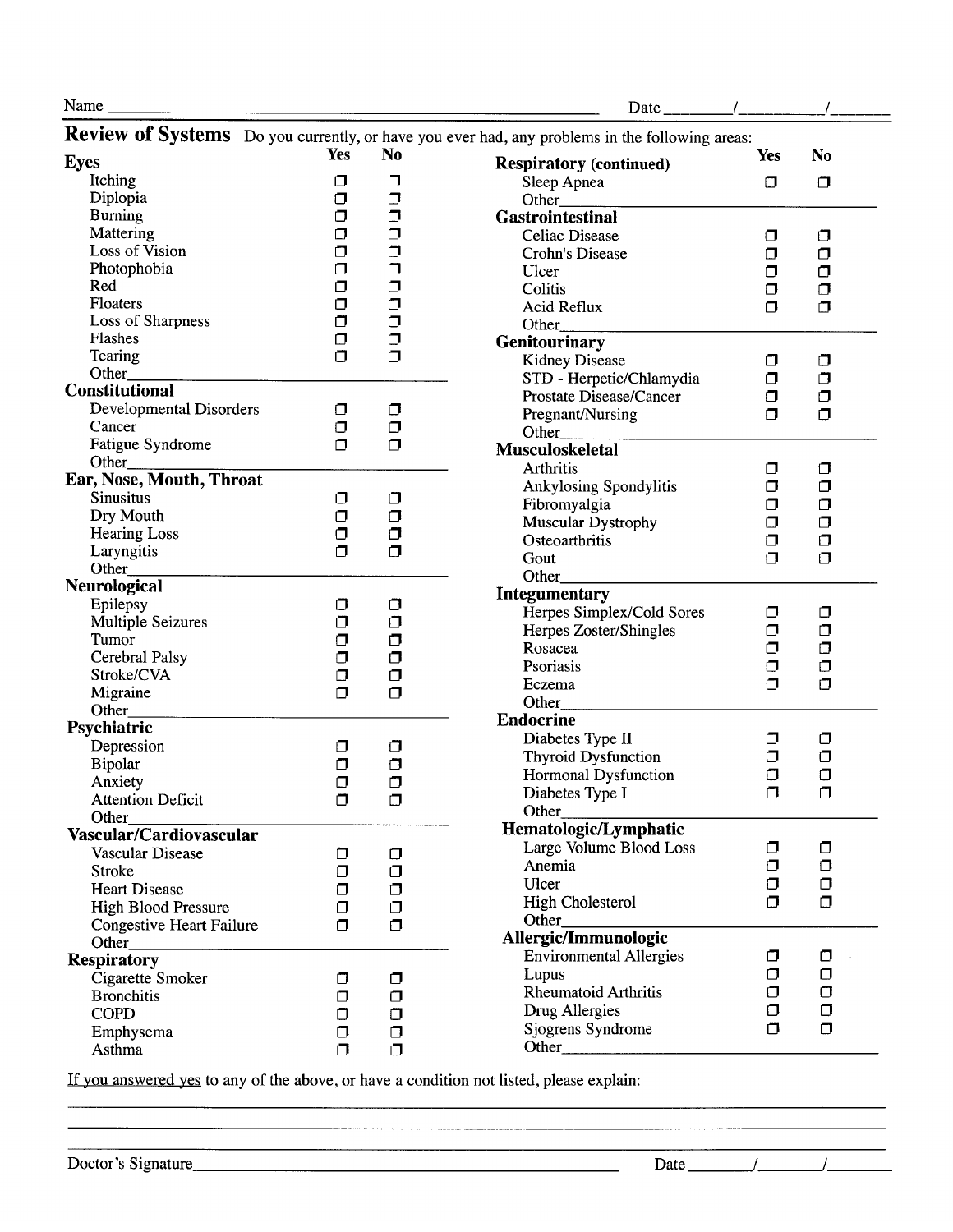Name \_\_\_\_\_\_\_\_\_\_\_\_\_\_\_\_\_\_\_\_\_\_\_\_\_\_\_\_\_\_\_\_\_\_\_\_\_\_\_\_ Date \_\_\_\_\_/\_\_\_\_\_/\_\_\_\_\_

## Review of Systems

Do you currently, or have you ever had, any problems in the following areas:

| Eyes | Yes | No |
|---|---|---|
| Itching | ☐ | ☐ |
| Diplopia | ☐ | ☐ |
| Burning | ☐ | ☐ |
| Mattering | ☐ | ☐ |
| Loss of Vision | ☐ | ☐ |
| Photophobia | ☐ | ☐ |
| Red | ☐ | ☐ |
| Floaters | ☐ | ☐ |
| Loss of Sharpness | ☐ | ☐ |
| Flashes | ☐ | ☐ |
| Tearing | ☐ | ☐ |
| Other\_\_\_\_\_\_\_\_\_\_ | | |

| Constitutional | Yes | No |
|---|---|---|
| Developmental Disorders | ☐ | ☐ |
| Cancer | ☐ | ☐ |
| Fatigue Syndrome | ☐ | ☐ |
| Other\_\_\_\_\_\_\_\_\_\_ | | |

| Ear, Nose, Mouth, Throat | Yes | No |
|---|---|---|
| Sinusitus | ☐ | ☐ |
| Dry Mouth | ☐ | ☐ |
| Hearing Loss | ☐ | ☐ |
| Laryngitis | ☐ | ☐ |
| Other\_\_\_\_\_\_\_\_\_\_ | | |

| Neurological | Yes | No |
|---|---|---|
| Epilepsy | ☐ | ☐ |
| Multiple Seizures | ☐ | ☐ |
| Tumor | ☐ | ☐ |
| Cerebral Palsy | ☐ | ☐ |
| Stroke/CVA | ☐ | ☐ |
| Migraine | ☐ | ☐ |
| Other\_\_\_\_\_\_\_\_\_\_ | | |

| Psychiatric | Yes | No |
|---|---|---|
| Depression | ☐ | ☐ |
| Bipolar | ☐ | ☐ |
| Anxiety | ☐ | ☐ |
| Attention Deficit | ☐ | ☐ |
| Other\_\_\_\_\_\_\_\_\_\_ | | |

| Vascular/Cardiovascular | Yes | No |
|---|---|---|
| Vascular Disease | ☐ | ☐ |
| Stroke | ☐ | ☐ |
| Heart Disease | ☐ | ☐ |
| High Blood Pressure | ☐ | ☐ |
| Congestive Heart Failure | ☐ | ☐ |
| Other\_\_\_\_\_\_\_\_\_\_ | | |

| Respiratory | Yes | No |
|---|---|---|
| Cigarette Smoker | ☐ | ☐ |
| Bronchitis | ☐ | ☐ |
| COPD | ☐ | ☐ |
| Emphysema | ☐ | ☐ |
| Asthma | ☐ | ☐ |

| Respiratory (continued) | Yes | No |
|---|---|---|
| Sleep Apnea | ☐ | ☐ |
| Other\_\_\_\_\_\_\_\_\_\_ | | |

| Gastrointestinal | Yes | No |
|---|---|---|
| Celiac Disease | ☐ | ☐ |
| Crohn's Disease | ☐ | ☐ |
| Ulcer | ☐ | ☐ |
| Colitis | ☐ | ☐ |
| Acid Reflux | ☐ | ☐ |
| Other\_\_\_\_\_\_\_\_\_\_ | | |

| Genitourinary | Yes | No |
|---|---|---|
| Kidney Disease | ☐ | ☐ |
| STD - Herpetic/Chlamydia | ☐ | ☐ |
| Prostate Disease/Cancer | ☐ | ☐ |
| Pregnant/Nursing | ☐ | ☐ |
| Other\_\_\_\_\_\_\_\_\_\_ | | |

| Musculoskeletal | Yes | No |
|---|---|---|
| Arthritis | ☐ | ☐ |
| Ankylosing Spondylitis | ☐ | ☐ |
| Fibromyalgia | ☐ | ☐ |
| Muscular Dystrophy | ☐ | ☐ |
| Osteoarthritis | ☐ | ☐ |
| Gout | ☐ | ☐ |
| Other\_\_\_\_\_\_\_\_\_\_ | | |

| Integumentary | Yes | No |
|---|---|---|
| Herpes Simplex/Cold Sores | ☐ | ☐ |
| Herpes Zoster/Shingles | ☐ | ☐ |
| Rosacea | ☐ | ☐ |
| Psoriasis | ☐ | ☐ |
| Eczema | ☐ | ☐ |
| Other\_\_\_\_\_\_\_\_\_\_ | | |

| Endocrine | Yes | No |
|---|---|---|
| Diabetes Type II | ☐ | ☐ |
| Thyroid Dysfunction | ☐ | ☐ |
| Hormonal Dysfunction | ☐ | ☐ |
| Diabetes Type I | ☐ | ☐ |
| Other\_\_\_\_\_\_\_\_\_\_ | | |

| Hematologic/Lymphatic | Yes | No |
|---|---|---|
| Large Volume Blood Loss | ☐ | ☐ |
| Anemia | ☐ | ☐ |
| Ulcer | ☐ | ☐ |
| High Cholesterol | ☐ | ☐ |
| Other\_\_\_\_\_\_\_\_\_\_ | | |

| Allergic/Immunologic | Yes | No |
|---|---|---|
| Environmental Allergies | ☐ | ☐ |
| Lupus | ☐ | ☐ |
| Rheumatoid Arthritis | ☐ | ☐ |
| Drug Allergies | ☐ | ☐ |
| Sjogrens Syndrome | ☐ | ☐ |
| Other\_\_\_\_\_\_\_\_\_\_ | | |

If you answered yes to any of the above, or have a condition not listed, please explain:

\_\_\_\_\_\_\_\_\_\_\_\_\_\_\_\_\_\_\_\_\_\_\_\_\_\_\_\_\_\_\_\_\_\_\_\_\_\_\_\_\_\_\_\_\_\_\_\_\_\_\_\_\_\_\_\_\_\_\_\_

\_\_\_\_\_\_\_\_\_\_\_\_\_\_\_\_\_\_\_\_\_\_\_\_\_\_\_\_\_\_\_\_\_\_\_\_\_\_\_\_\_\_\_\_\_\_\_\_\_\_\_\_\_\_\_\_\_\_\_\_

\_\_\_\_\_\_\_\_\_\_\_\_\_\_\_\_\_\_\_\_\_\_\_\_\_\_\_\_\_\_\_\_\_\_\_\_\_\_\_\_\_\_\_\_\_\_\_\_\_\_\_\_\_\_\_\_\_\_\_\_

Doctor's Signature\_\_\_\_\_\_\_\_\_\_\_\_\_\_\_\_\_\_\_\_\_\_\_\_\_\_\_\_\_\_\_\_\_\_\_\_\_\_\_\_ Date \_\_\_\_\_/\_\_\_\_\_/\_\_\_\_\_